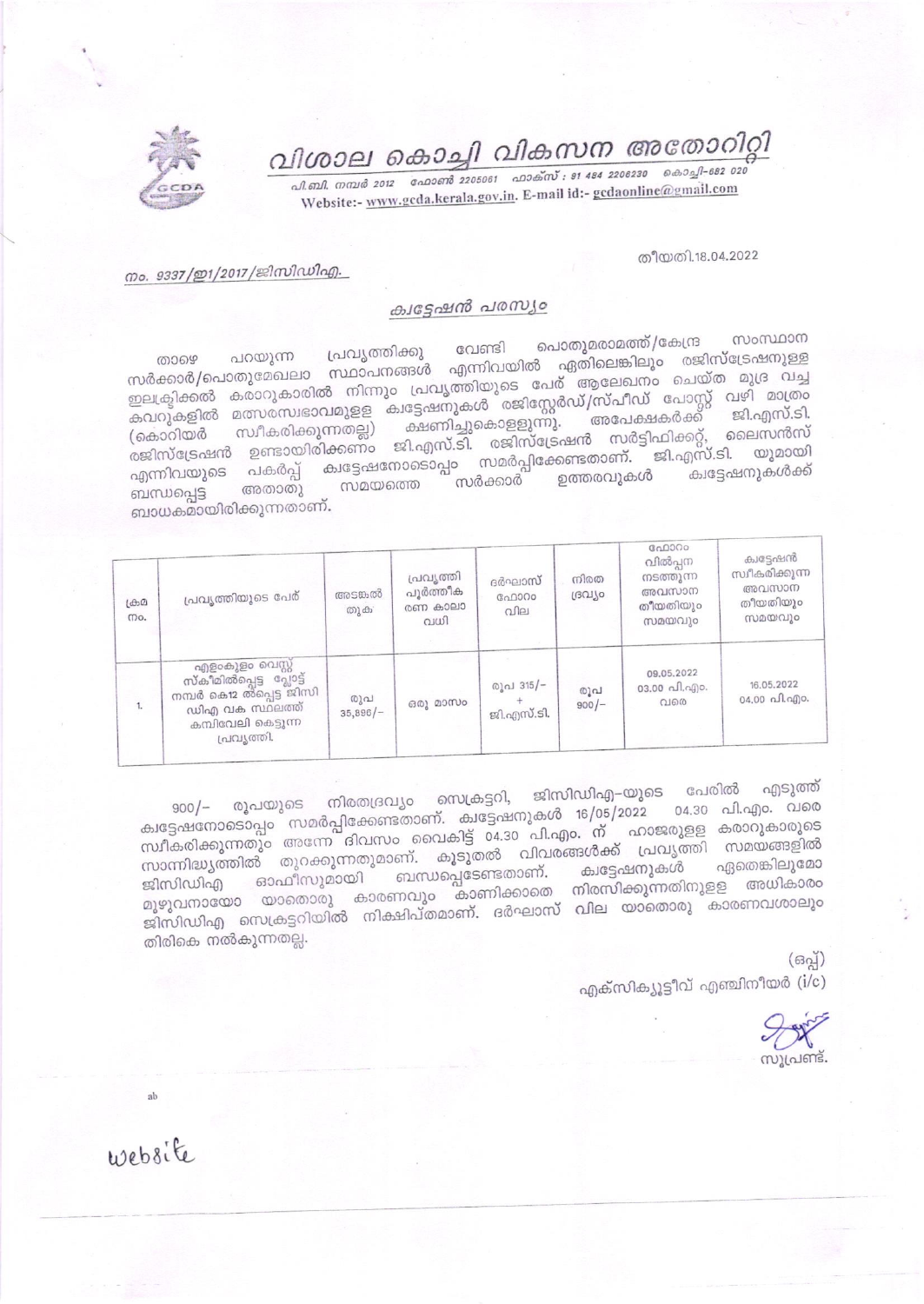# വിശാല കൊച്ചി വികസന അതോറിറ്റി

പി.ബി. നമ്പർ 2012 ഫോൺ 2205061 ഫാക്സ് : 91 484 2206230 കൊച്ചി-682 020
Website:- www.gcda.kerala.gov.in. E-mail id:- gcdaonline@gmail.com

നം. 9337/ഇ1/2017/ജിസിഡിഎ.

തീയതി.18.04.2022

## ക്വട്ടേഷൻ പരസ്യം

താഴെ പറയുന്ന പ്രവൃത്തിക്കു വേണ്ടി പൊതുമരാമത്ത്/കേന്ദ്ര സംസ്ഥാന സർക്കാർ/പൊതുമേഖലാ സ്ഥാപനങ്ങൾ എന്നിവയിൽ ഏതിലെങ്കിലും രജിസ്ട്രേഷനുള്ള ഇലക്ട്രിക്കൽ കരാറുകാരിൽ നിന്നും പ്രവൃത്തിയുടെ പേര് ആലേഖനം ചെയ്ത മുദ്ര വച്ച കവറുകളിൽ മത്സരസ്വഭാവമുള്ള ക്വട്ടേഷനുകൾ രജിസ്റ്റേർഡ്/സ്പീഡ് പോസ്റ്റ് വഴി മാത്രം (കൊറിയർ സ്വീകരിക്കുന്നതല്ല) ക്ഷണിച്ചുകൊള്ളുന്നു. അപേക്ഷകർക്ക് ജി.എസ്.ടി. രജിസ്ട്രേഷൻ ഉണ്ടായിരിക്കണം ജി.എസ്.ടി. രജിസ്ട്രേഷൻ സർട്ടിഫിക്കറ്റ്, ലൈസൻസ് എന്നിവയുടെ പകർപ്പ് ക്വട്ടേഷനോടൊപ്പം സമർപ്പിക്കേണ്ടതാണ്. ജി.എസ്.ടി. യുമായി ബന്ധപ്പെട്ട അതാതു സമയത്തെ സർക്കാർ ഉത്തരവുകൾ ക്വട്ടേഷനുകൾക്ക് ബാധകമായിരിക്കുന്നതാണ്.

| ക്രമ നം. | പ്രവൃത്തിയുടെ പേര് | അടങ്കൽ തുക | പ്രവൃത്തി പൂർത്തീകരണ കാലാവധി | ദർഘാസ് ഫോറം വില | നിരത ദ്രവ്യം | ഫോറം വിൽപ്പന നടത്തുന്ന അവസാന തീയതിയും സമയവും | ക്വട്ടേഷൻ സ്വീകരിക്കുന്ന അവസാന തീയതിയും സമയവും |
|---|---|---|---|---|---|---|---|
| 1. | എളംകുളം വെസ്റ്റ് സ്കീമിൽപ്പെട്ട പ്ലോട്ട് നമ്പർ കെ12 ൽപ്പെട്ട ജിസിഡിഎ വക സ്ഥലത്ത് കമ്പിവേലി കെട്ടുന്ന പ്രവൃത്തി. | രൂപ 35,996/- | ഒരു മാസം | രൂപ 315/- + ജി.എസ്.ടി. | രൂപ 900/- | 09.05.2022 03.00 പി.എം. വരെ | 16.05.2022 04.00 പി.എം. |

900/- രൂപയുടെ നിരതദ്രവ്യം സെക്രട്ടറി, ജിസിഡിഎ-യുടെ പേരിൽ എടുത്ത് ക്വട്ടേഷനോടൊപ്പം സമർപ്പിക്കേണ്ടതാണ്. ക്വട്ടേഷനുകൾ 16/05/2022 04.30 പി.എം. വരെ സ്വീകരിക്കുന്നതും അന്നേ ദിവസം വൈകിട്ട് 04.30 പി.എം. ന് ഹാജരുള്ള കരാറുകാരുടെ സാന്നിദ്ധ്യത്തിൽ തുറക്കുന്നതുമാണ്. കൂടുതൽ വിവരങ്ങൾക്ക് പ്രവൃത്തി സമയങ്ങളിൽ ജിസിഡിഎ ഓഫീസുമായി ബന്ധപ്പെടേണ്ടതാണ്. ക്വട്ടേഷനുകൾ ഏതെങ്കിലുമോ മുഴുവനായോ യാതൊരു കാരണവും കാണിക്കാതെ നിരസിക്കുന്നതിനുള്ള അധികാരം ജിസിഡിഎ സെക്രട്ടറിയിൽ നിക്ഷിപ്തമാണ്. ദർഘാസ് വില യാതൊരു കാരണവശാലും തിരികെ നൽകുന്നതല്ല.

(ഒപ്പ്)
എക്സിക്യൂട്ടീവ് എഞ്ചിനീയർ (i/c)

സൂപ്രണ്ട്.

ab

website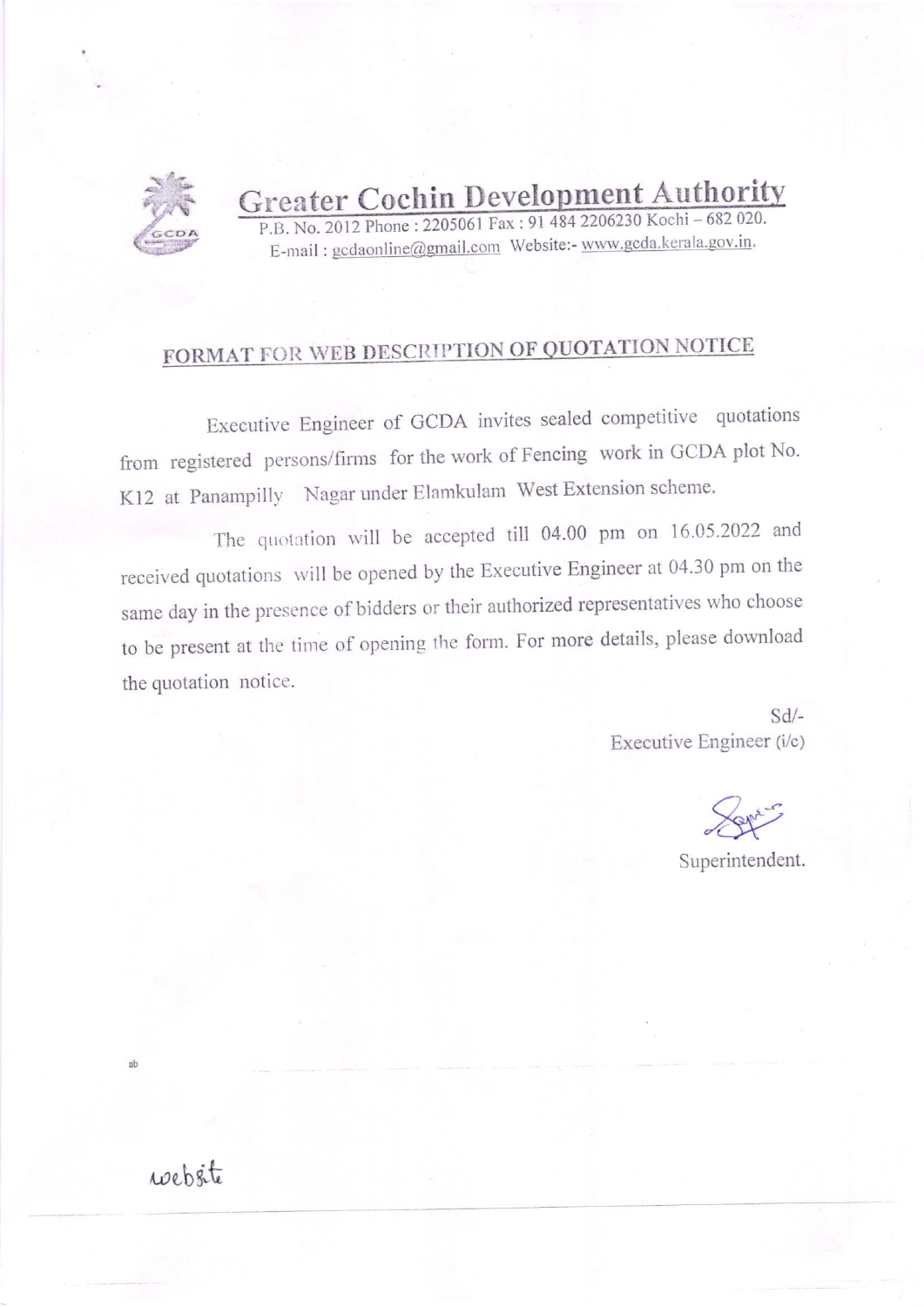# Greater Cochin Development Authority

P.B. No. 2012 Phone : 2205061 Fax : 91 484 2206230 Kochi – 682 020.
E-mail : gcdaonline@gmail.com Website:- www.gcda.kerala.gov.in.

## FORMAT FOR WEB DESCRIPTION OF QUOTATION NOTICE

Executive Engineer of GCDA invites sealed competitive quotations from registered persons/firms for the work of Fencing work in GCDA plot No. K12 at Panampilly Nagar under Elamkulam West Extension scheme.

The quotation will be accepted till 04.00 pm on 16.05.2022 and received quotations will be opened by the Executive Engineer at 04.30 pm on the same day in the presence of bidders or their authorized representatives who choose to be present at the time of opening the form. For more details, please download the quotation notice.

Sd/-
Executive Engineer (i/c)

Superintendent.

ab

websit